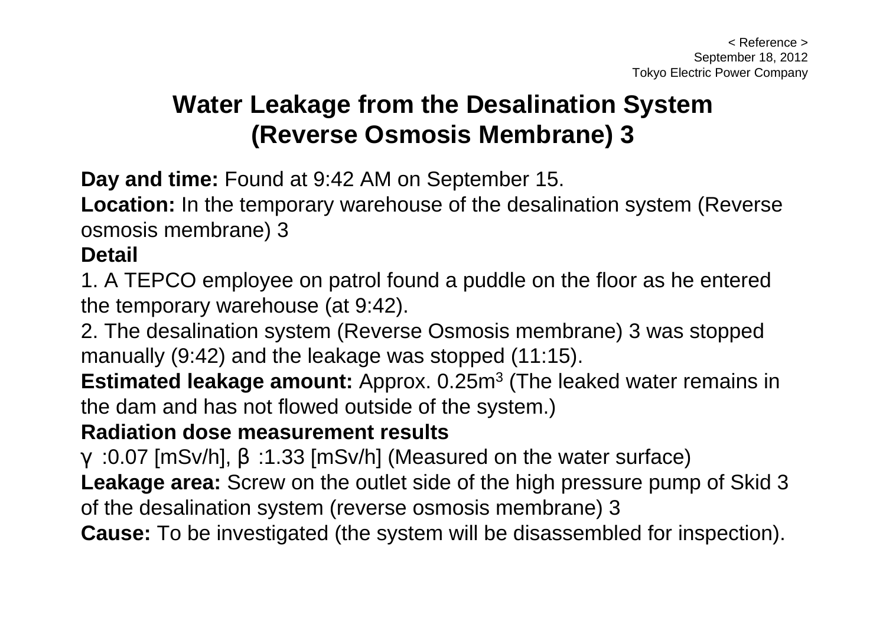< Reference >
September 18, 2012
Tokyo Electric Power Company

# Water Leakage from the Desalination System (Reverse Osmosis Membrane) 3

**Day and time:** Found at 9:42 AM on September 15.

**Location:** In the temporary warehouse of the desalination system (Reverse osmosis membrane) 3

**Detail**

1. A TEPCO employee on patrol found a puddle on the floor as he entered the temporary warehouse (at 9:42).
2. The desalination system (Reverse Osmosis membrane) 3 was stopped manually (9:42) and the leakage was stopped (11:15).

**Estimated leakage amount:** Approx. 0.25$m^3$ (The leaked water remains in the dam and has not flowed outside of the system.)

**Radiation dose measurement results**

$\gamma$ :0.07 [mSv/h], $\beta$ :1.33 [mSv/h] (Measured on the water surface)

**Leakage area:** Screw on the outlet side of the high pressure pump of Skid 3 of the desalination system (reverse osmosis membrane) 3

**Cause:** To be investigated (the system will be disassembled for inspection).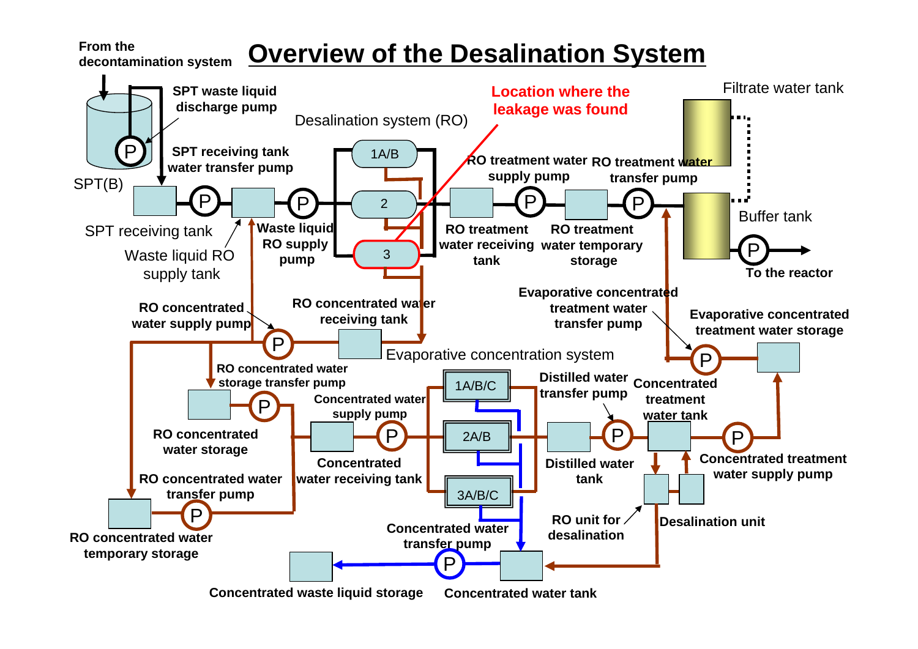# Overview of the Desalination System

From the decontamination system

SPT waste liquid discharge pump

SPT(B)

SPT receiving tank water transfer pump

SPT receiving tank

Waste liquid RO supply tank

Waste liquid RO supply pump

Desalination system (RO)

1A/B

2

3

Location where the leakage was found

RO treatment water supply pump

RO treatment water transfer pump

RO treatment water receiving tank

RO treatment water temporary storage

Filtrate water tank

Buffer tank

To the reactor

RO concentrated water supply pump

RO concentrated water receiving tank

Evaporative concentrated treatment water transfer pump

Evaporative concentrated treatment water storage

Evaporative concentration system

RO concentrated water storage transfer pump

RO concentrated water storage

Concentrated water supply pump

1A/B/C

2A/B

3A/B/C

Distilled water transfer pump

Concentrated treatment water tank

Distilled water tank

Concentrated treatment water supply pump

Concentrated water receiving tank

RO concentrated water transfer pump

RO concentrated water temporary storage

RO unit for desalination

Desalination unit

Concentrated water transfer pump

Concentrated waste liquid storage

Concentrated water tank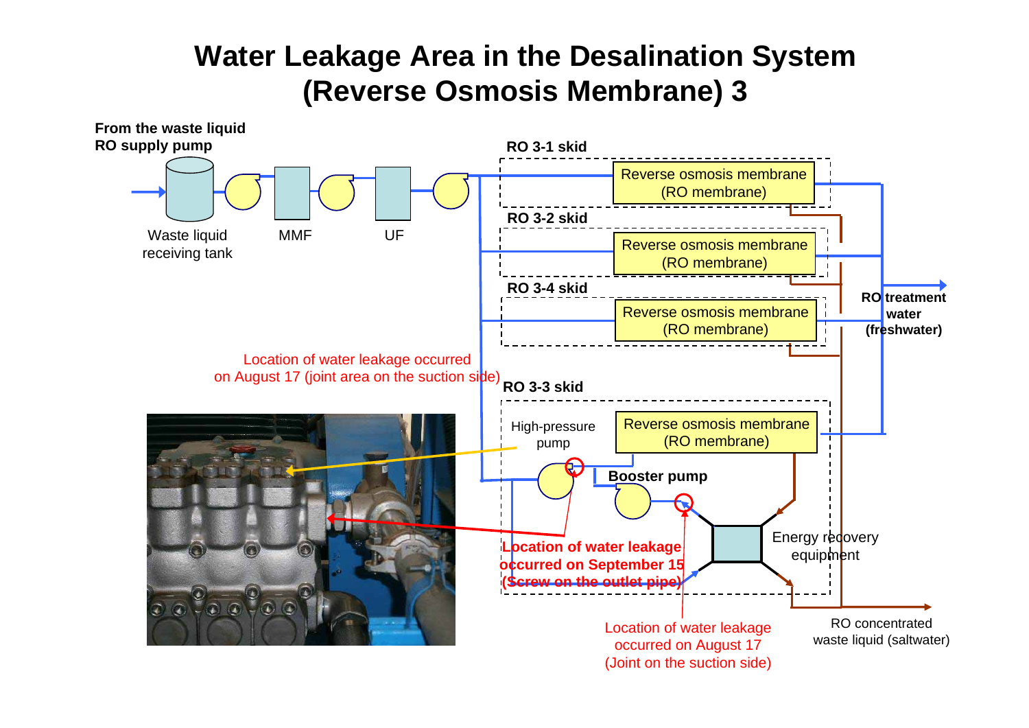# Water Leakage Area in the Desalination System (Reverse Osmosis Membrane) 3

From the waste liquid RO supply pump

Waste liquid receiving tank

MMF

UF

RO 3-1 skid

Reverse osmosis membrane (RO membrane)

RO 3-2 skid

Reverse osmosis membrane (RO membrane)

RO 3-4 skid

Reverse osmosis membrane (RO membrane)

RO treatment water (freshwater)

Location of water leakage occurred on August 17 (joint area on the suction side)

RO 3-3 skid

High-pressure pump

Reverse osmosis membrane (RO membrane)

Booster pump

Energy recovery equipment

Location of water leakage occurred on September 15 (Screw on the outlet pipe)

Location of water leakage occurred on August 17 (Joint on the suction side)

RO concentrated waste liquid (saltwater)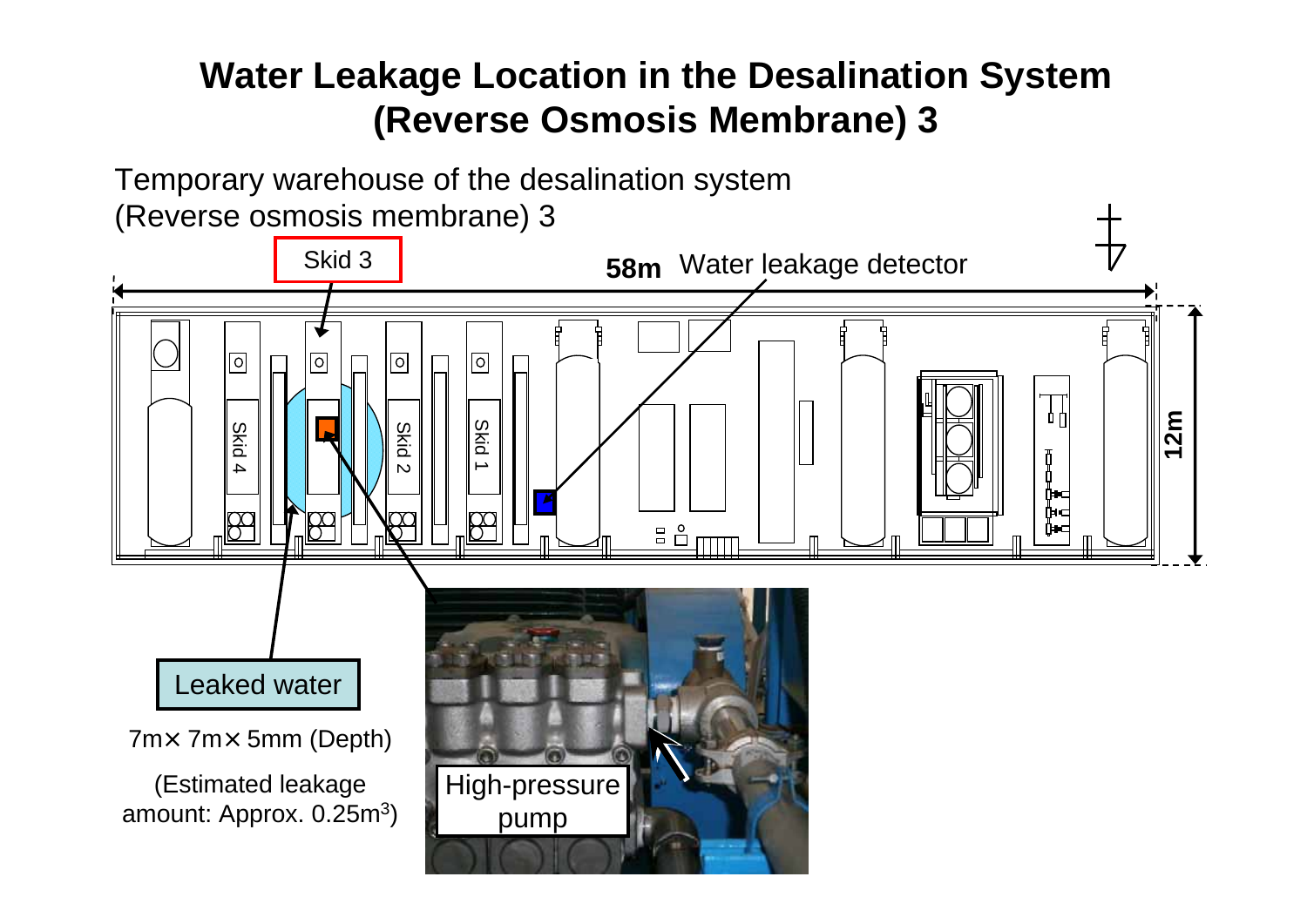# Water Leakage Location in the Desalination System (Reverse Osmosis Membrane) 3

Temporary warehouse of the desalination system
(Reverse osmosis membrane) 3

Skid 3

58m

Water leakage detector

12m

Skid 4

Skid 2

Skid 1

Leaked water

7m× 7m× 5mm (Depth)

(Estimated leakage amount: Approx. 0.25m$^3$)

High-pressure pump